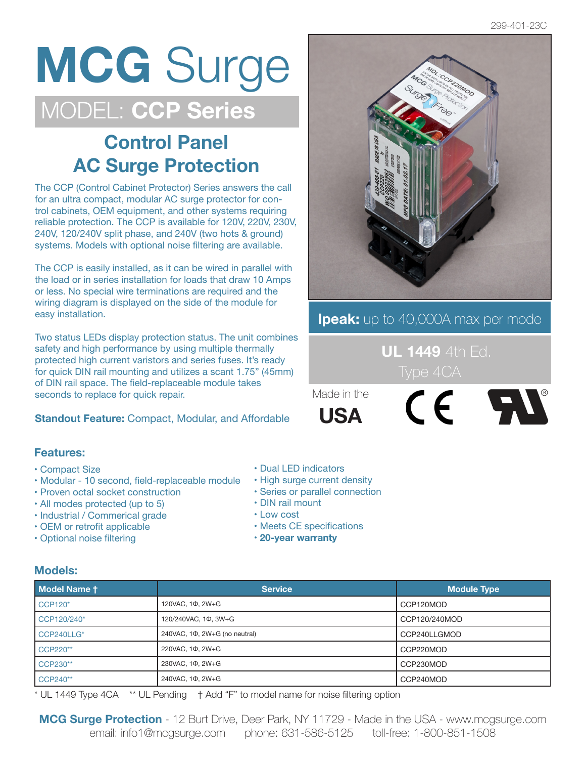299-401-23C

# MCG Surge

## MODEL: **CCP Series**

## Control Panel AC Surge Protection

The CCP (Control Cabinet Protector) Series answers the call for an ultra compact, modular AC surge protector for control cabinets, OEM equipment, and other systems requiring reliable protection. The CCP is available for 120V, 220V, 230V, 240V, 120/240V split phase, and 240V (two hots & ground) systems. Models with optional noise filtering are available.

The CCP is easily installed, as it can be wired in parallel with the load or in series installation for loads that draw 10 Amps or less. No special wire terminations are required and the wiring diagram is displayed on the side of the module for easy installation.

Two status LEDs display protection status. The unit combines safety and high performance by using multiple thermally protected high current varistors and series fuses. It's ready for quick DIN rail mounting and utilizes a scant 1.75" (45mm) of DIN rail space. The field-replaceable module takes seconds to replace for quick repair.

**Standout Feature:** Compact, Modular, and Affordable

**Ipeak:** up to 40,000A max per mode

**UL 1449** 4th Ed.
Type 4CA

Made in the **USA**

### Features:

- Compact Size
- Modular - 10 second, field-replaceable module
- Proven octal socket construction
- All modes protected (up to 5)
- Industrial / Commerical grade
- OEM or retrofit applicable
- Optional noise filtering
- Dual LED indicators
- High surge current density
- Series or parallel connection
- DIN rail mount
- Low cost
- Meets CE specifications
- **20-year warranty**

### Models:

| Model Name † | Service | Module Type |
|---|---|---|
| CCP120* | 120VAC, 1Φ, 2W+G | CCP120MOD |
| CCP120/240* | 120/240VAC, 1Φ, 3W+G | CCP120/240MOD |
| CCP240LLG* | 240VAC, 1Φ, 2W+G (no neutral) | CCP240LLGMOD |
| CCP220** | 220VAC, 1Φ, 2W+G | CCP220MOD |
| CCP230** | 230VAC, 1Φ, 2W+G | CCP230MOD |
| CCP240** | 240VAC, 1Φ, 2W+G | CCP240MOD |

* UL 1449 Type 4CA ** UL Pending † Add "F" to model name for noise filtering option

**MCG Surge Protection** - 12 Burt Drive, Deer Park, NY 11729 - Made in the USA - www.mcgsurge.com
email: info1@mcgsurge.com phone: 631-586-5125 toll-free: 1-800-851-1508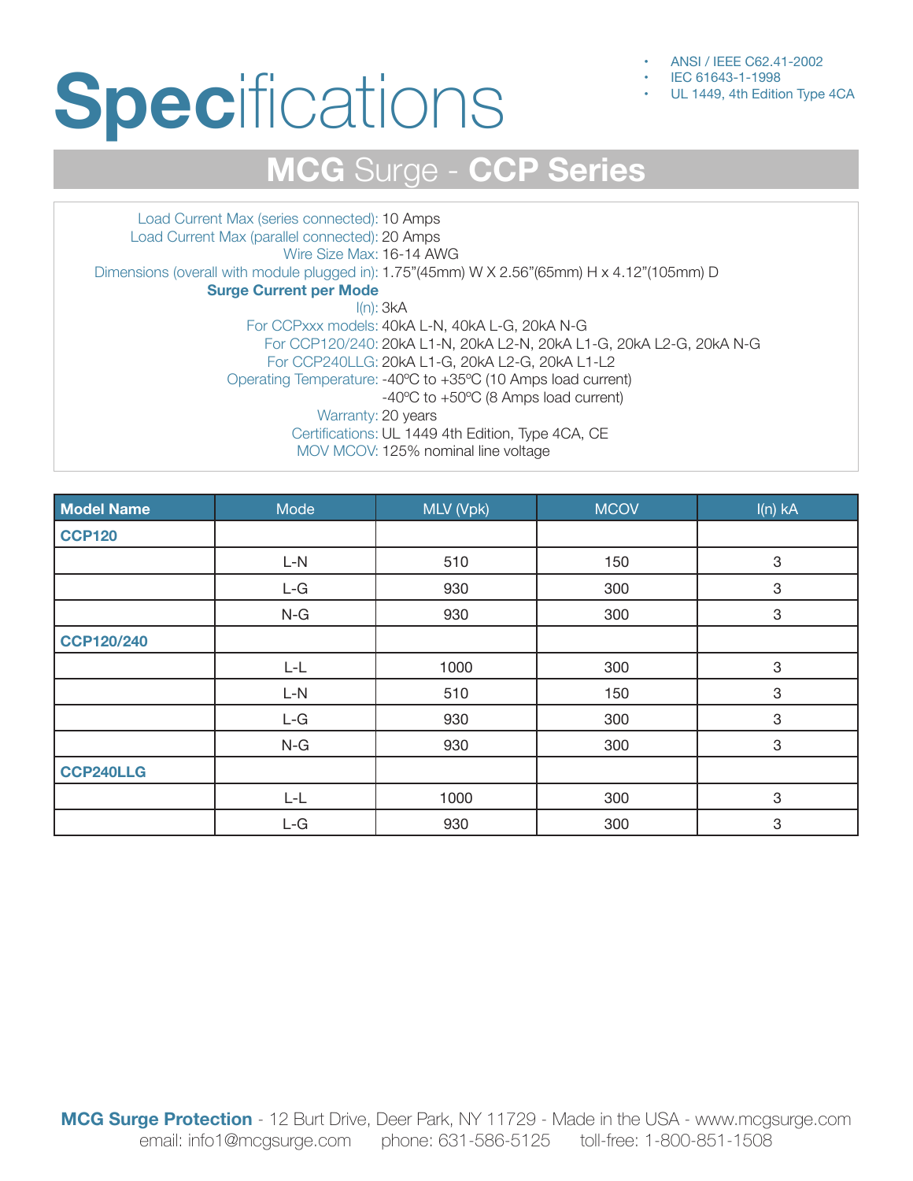# Specifications

- ANSI / IEEE C62.41-2002
- IEC 61643-1-1998
- UL 1449, 4th Edition Type 4CA

## MCG Surge - CCP Series

Load Current Max (series connected): 10 Amps
Load Current Max (parallel connected): 20 Amps
Wire Size Max: 16-14 AWG
Dimensions (overall with module plugged in): 1.75"(45mm) W X 2.56"(65mm) H x 4.12"(105mm) D

**Surge Current per Mode**

I(n): 3kA
For CCPxxx models: 40kA L-N, 40kA L-G, 20kA N-G
For CCP120/240: 20kA L1-N, 20kA L2-N, 20kA L1-G, 20kA L2-G, 20kA N-G
For CCP240LLG: 20kA L1-G, 20kA L2-G, 20kA L1-L2
Operating Temperature: -40ºC to +35ºC (10 Amps load current)
-40ºC to +50ºC (8 Amps load current)
Warranty: 20 years
Certifications: UL 1449 4th Edition, Type 4CA, CE
MOV MCOV: 125% nominal line voltage

| Model Name | Mode | MLV (Vpk) | MCOV | I(n) kA |
|---|---|---|---|---|
| **CCP120** | | | | |
| | L-N | 510 | 150 | 3 |
| | L-G | 930 | 300 | 3 |
| | N-G | 930 | 300 | 3 |
| **CCP120/240** | | | | |
| | L-L | 1000 | 300 | 3 |
| | L-N | 510 | 150 | 3 |
| | L-G | 930 | 300 | 3 |
| | N-G | 930 | 300 | 3 |
| **CCP240LLG** | | | | |
| | L-L | 1000 | 300 | 3 |
| | L-G | 930 | 300 | 3 |

**MCG Surge Protection** - 12 Burt Drive, Deer Park, NY 11729 - Made in the USA - www.mcgsurge.com
email: info1@mcgsurge.com phone: 631-586-5125 toll-free: 1-800-851-1508